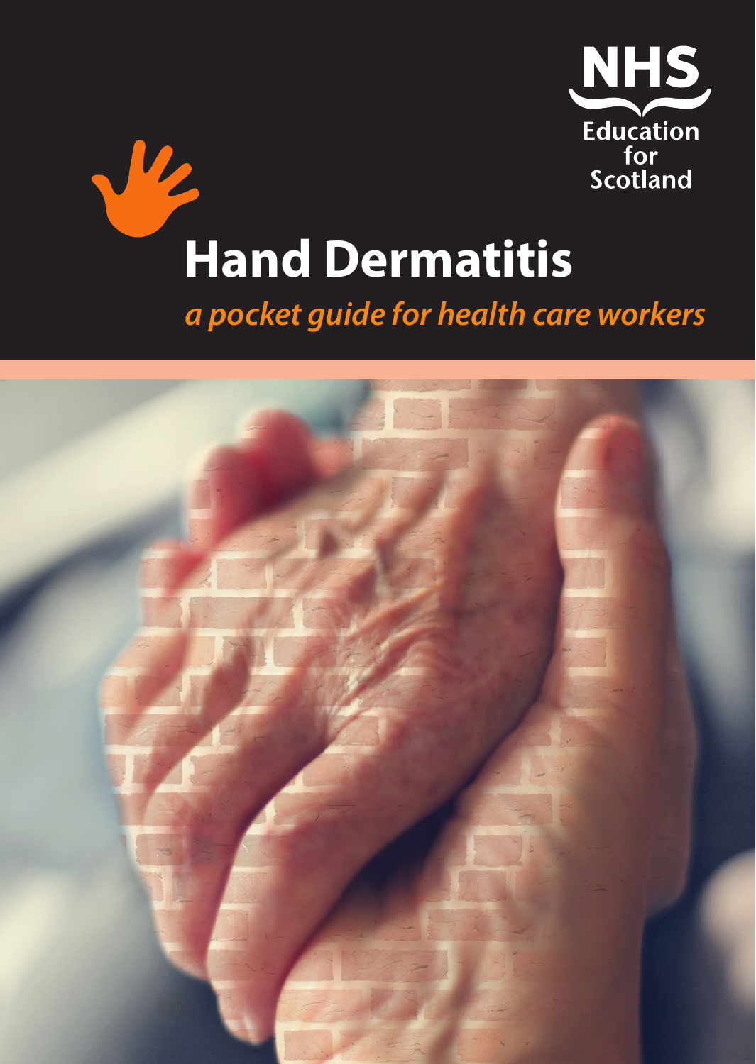NHS Education for Scotland

# Hand Dermatitis

*a pocket guide for health care workers*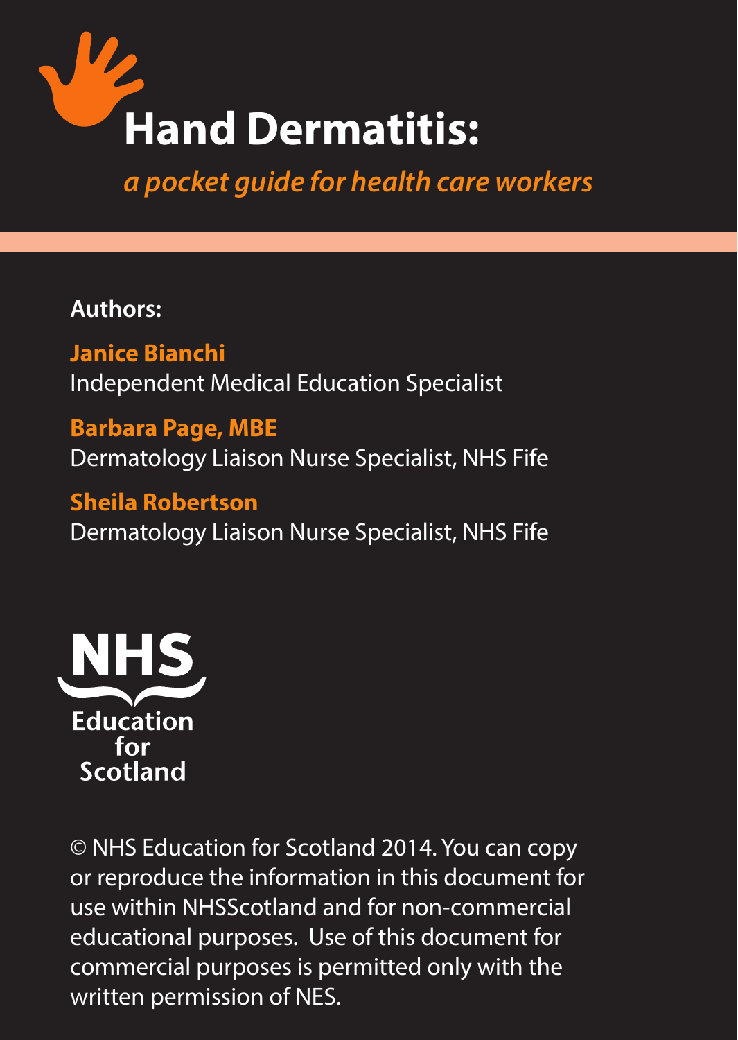# Hand Dermatitis:

## *a pocket guide for health care workers*

**Authors:**

**Janice Bianchi**
Independent Medical Education Specialist

**Barbara Page, MBE**
Dermatology Liaison Nurse Specialist, NHS Fife

**Sheila Robertson**
Dermatology Liaison Nurse Specialist, NHS Fife

NHS Education for Scotland

© NHS Education for Scotland 2014. You can copy or reproduce the information in this document for use within NHSScotland and for non-commercial educational purposes. Use of this document for commercial purposes is permitted only with the written permission of NES.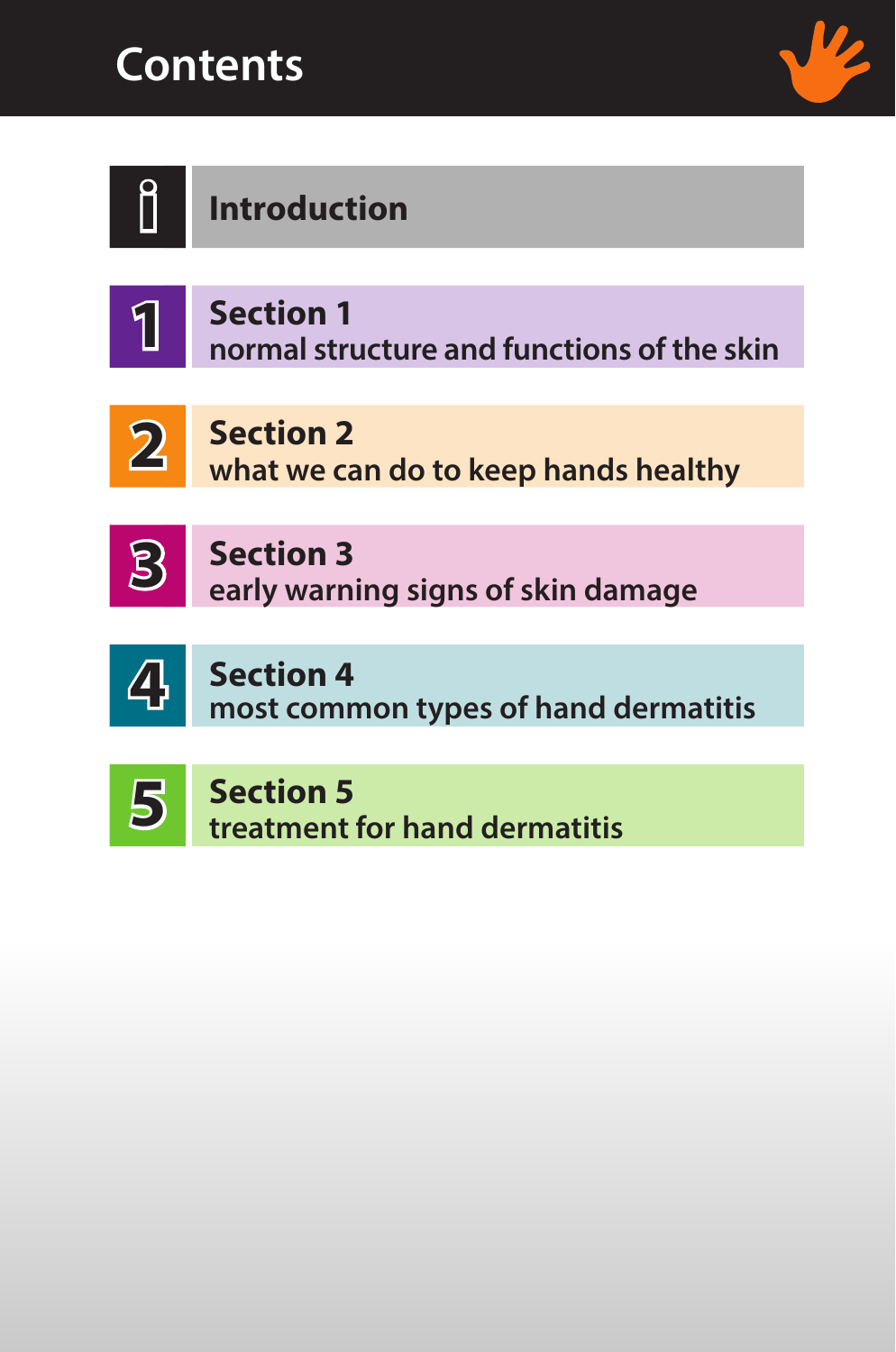# Contents

**Introduction**

**Section 1**
normal structure and functions of the skin

**Section 2**
what we can do to keep hands healthy

**Section 3**
early warning signs of skin damage

**Section 4**
most common types of hand dermatitis

**Section 5**
treatment for hand dermatitis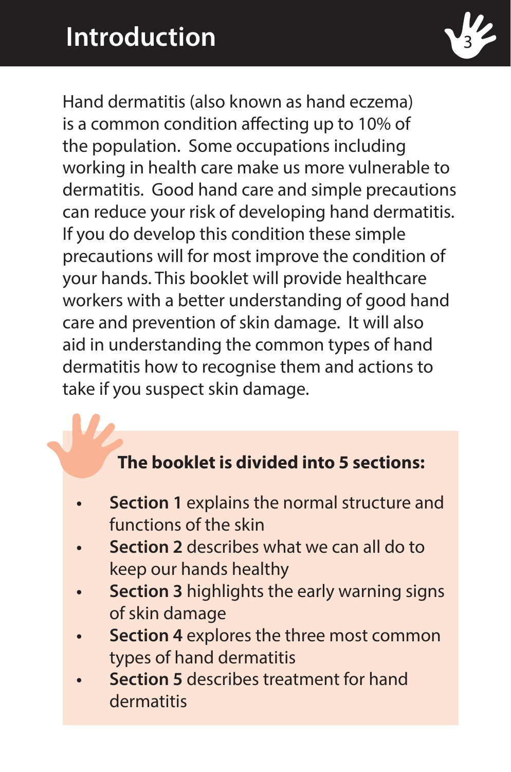# Introduction

Hand dermatitis (also known as hand eczema) is a common condition affecting up to 10% of the population. Some occupations including working in health care make us more vulnerable to dermatitis. Good hand care and simple precautions can reduce your risk of developing hand dermatitis. If you do develop this condition these simple precautions will for most improve the condition of your hands. This booklet will provide healthcare workers with a better understanding of good hand care and prevention of skin damage. It will also aid in understanding the common types of hand dermatitis how to recognise them and actions to take if you suspect skin damage.

**The booklet is divided into 5 sections:**

- **Section 1** explains the normal structure and functions of the skin
- **Section 2** describes what we can all do to keep our hands healthy
- **Section 3** highlights the early warning signs of skin damage
- **Section 4** explores the three most common types of hand dermatitis
- **Section 5** describes treatment for hand dermatitis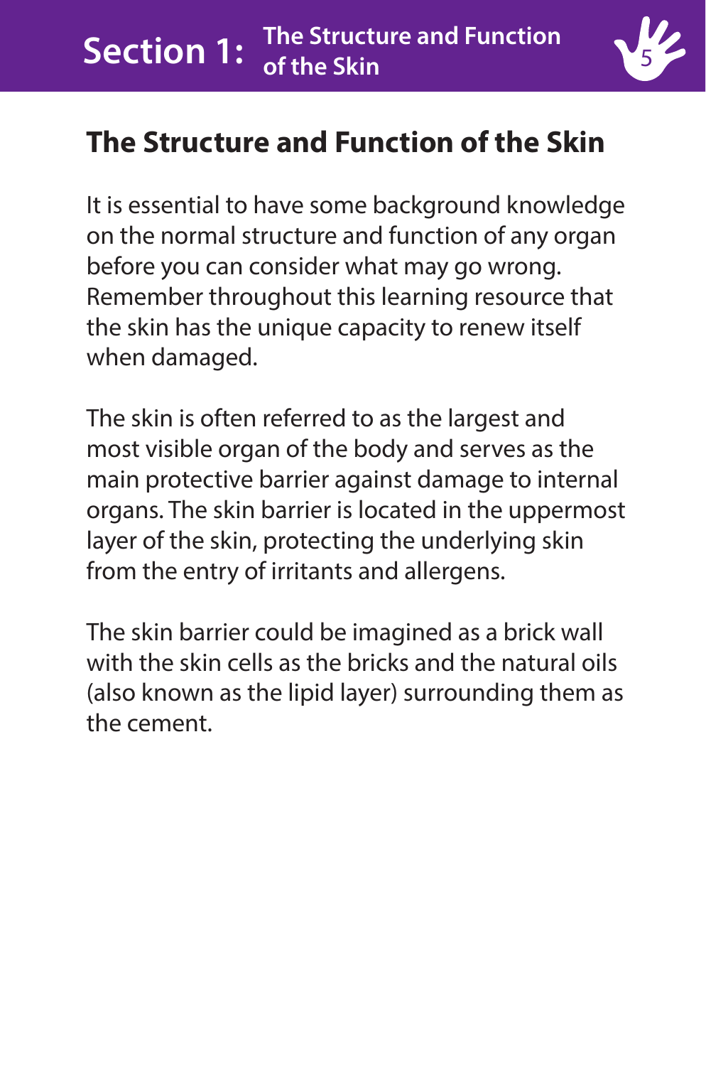## The Structure and Function of the Skin

It is essential to have some background knowledge on the normal structure and function of any organ before you can consider what may go wrong. Remember throughout this learning resource that the skin has the unique capacity to renew itself when damaged.

The skin is often referred to as the largest and most visible organ of the body and serves as the main protective barrier against damage to internal organs. The skin barrier is located in the uppermost layer of the skin, protecting the underlying skin from the entry of irritants and allergens.

The skin barrier could be imagined as a brick wall with the skin cells as the bricks and the natural oils (also known as the lipid layer) surrounding them as the cement.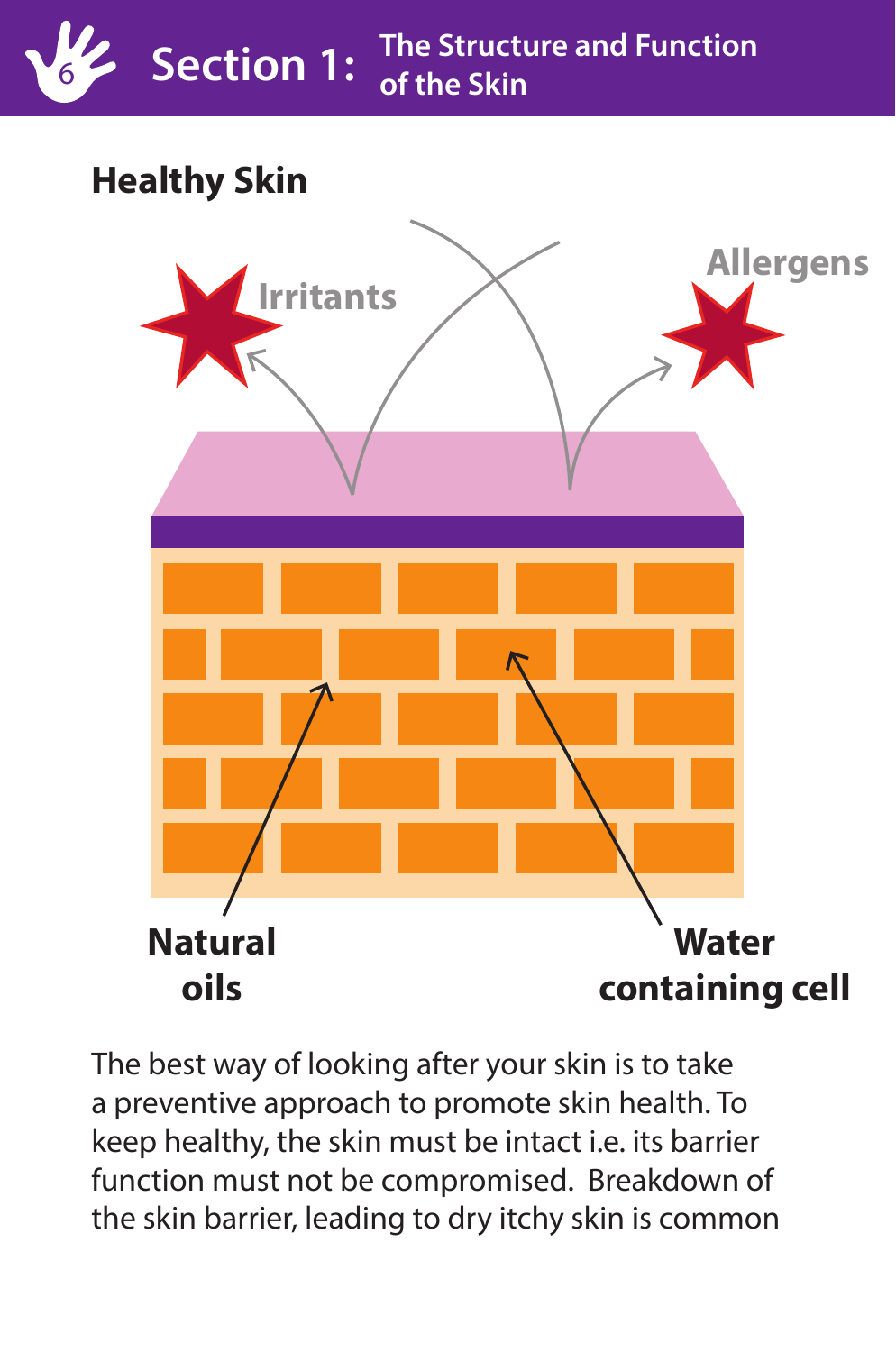## Healthy Skin

Irritants

Allergens

Natural oils

Water containing cell

The best way of looking after your skin is to take a preventive approach to promote skin health. To keep healthy, the skin must be intact i.e. its barrier function must not be compromised. Breakdown of the skin barrier, leading to dry itchy skin is common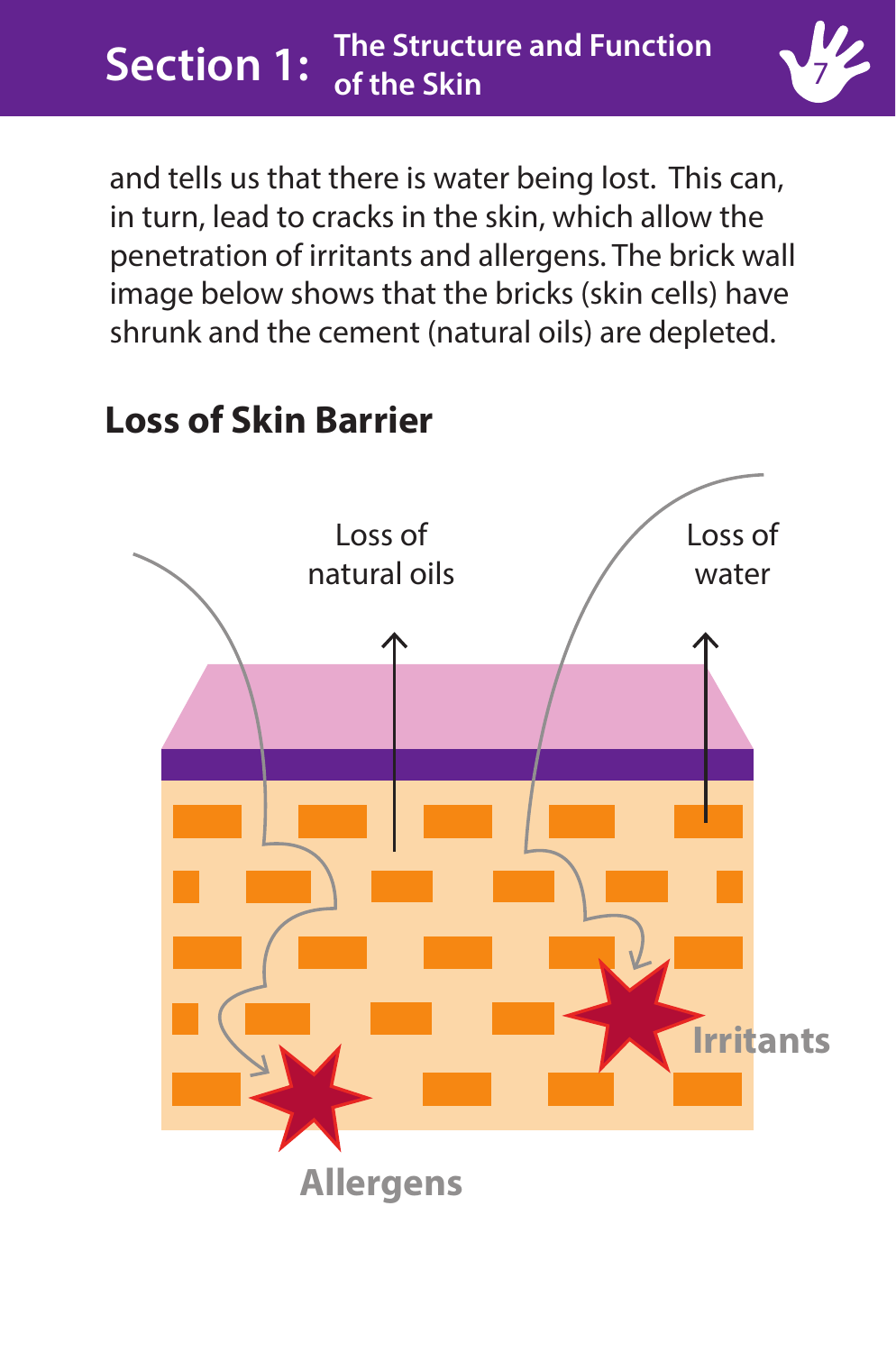and tells us that there is water being lost. This can, in turn, lead to cracks in the skin, which allow the penetration of irritants and allergens. The brick wall image below shows that the bricks (skin cells) have shrunk and the cement (natural oils) are depleted.

## Loss of Skin Barrier

Loss of natural oils

Loss of water

Irritants

Allergens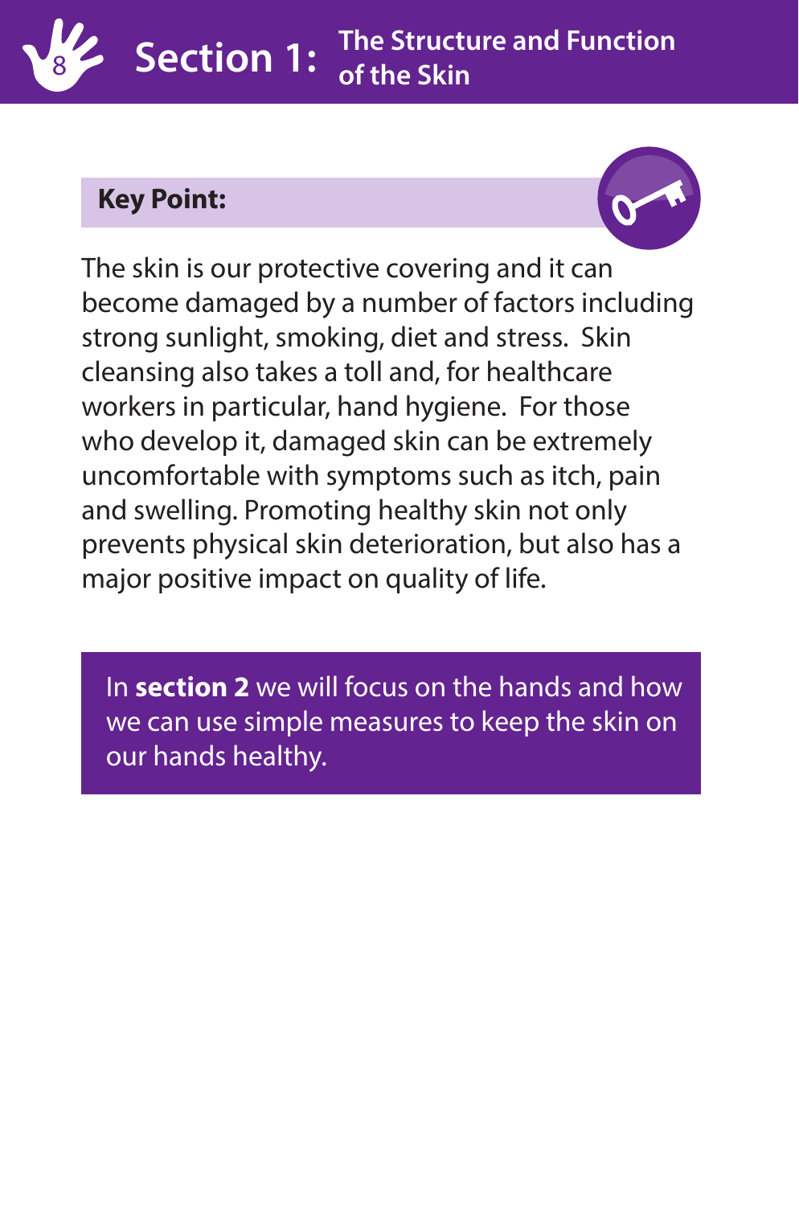**Key Point:**

The skin is our protective covering and it can become damaged by a number of factors including strong sunlight, smoking, diet and stress. Skin cleansing also takes a toll and, for healthcare workers in particular, hand hygiene. For those who develop it, damaged skin can be extremely uncomfortable with symptoms such as itch, pain and swelling. Promoting healthy skin not only prevents physical skin deterioration, but also has a major positive impact on quality of life.

In **section 2** we will focus on the hands and how we can use simple measures to keep the skin on our hands healthy.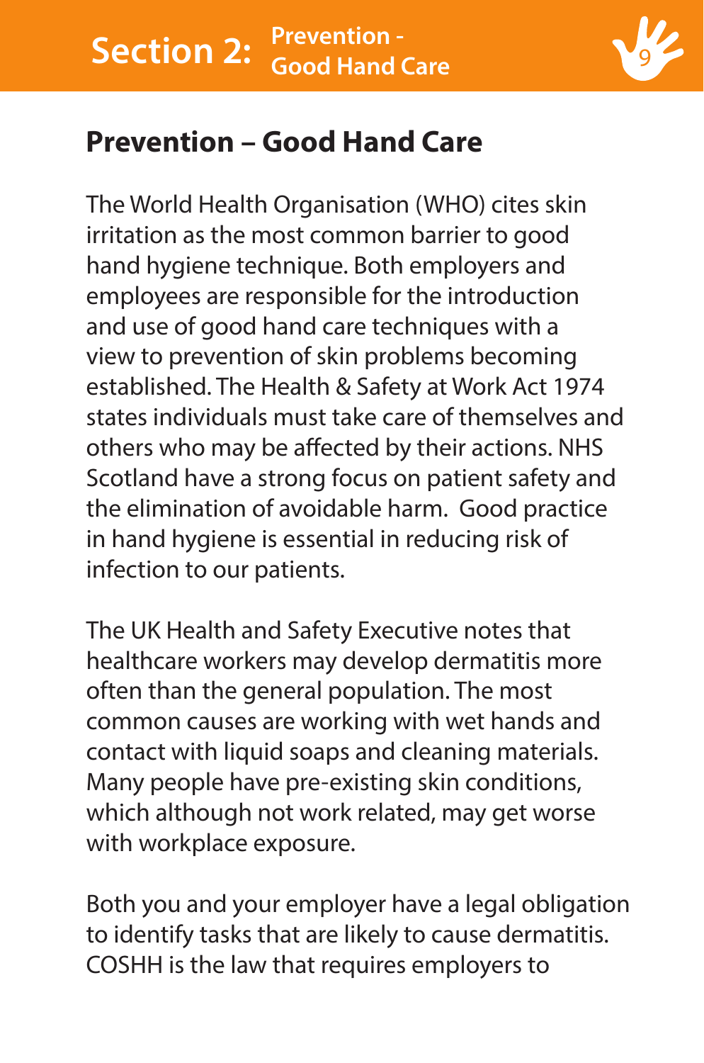## Prevention – Good Hand Care

The World Health Organisation (WHO) cites skin irritation as the most common barrier to good hand hygiene technique. Both employers and employees are responsible for the introduction and use of good hand care techniques with a view to prevention of skin problems becoming established. The Health & Safety at Work Act 1974 states individuals must take care of themselves and others who may be affected by their actions. NHS Scotland have a strong focus on patient safety and the elimination of avoidable harm. Good practice in hand hygiene is essential in reducing risk of infection to our patients.

The UK Health and Safety Executive notes that healthcare workers may develop dermatitis more often than the general population. The most common causes are working with wet hands and contact with liquid soaps and cleaning materials. Many people have pre-existing skin conditions, which although not work related, may get worse with workplace exposure.

Both you and your employer have a legal obligation to identify tasks that are likely to cause dermatitis. COSHH is the law that requires employers to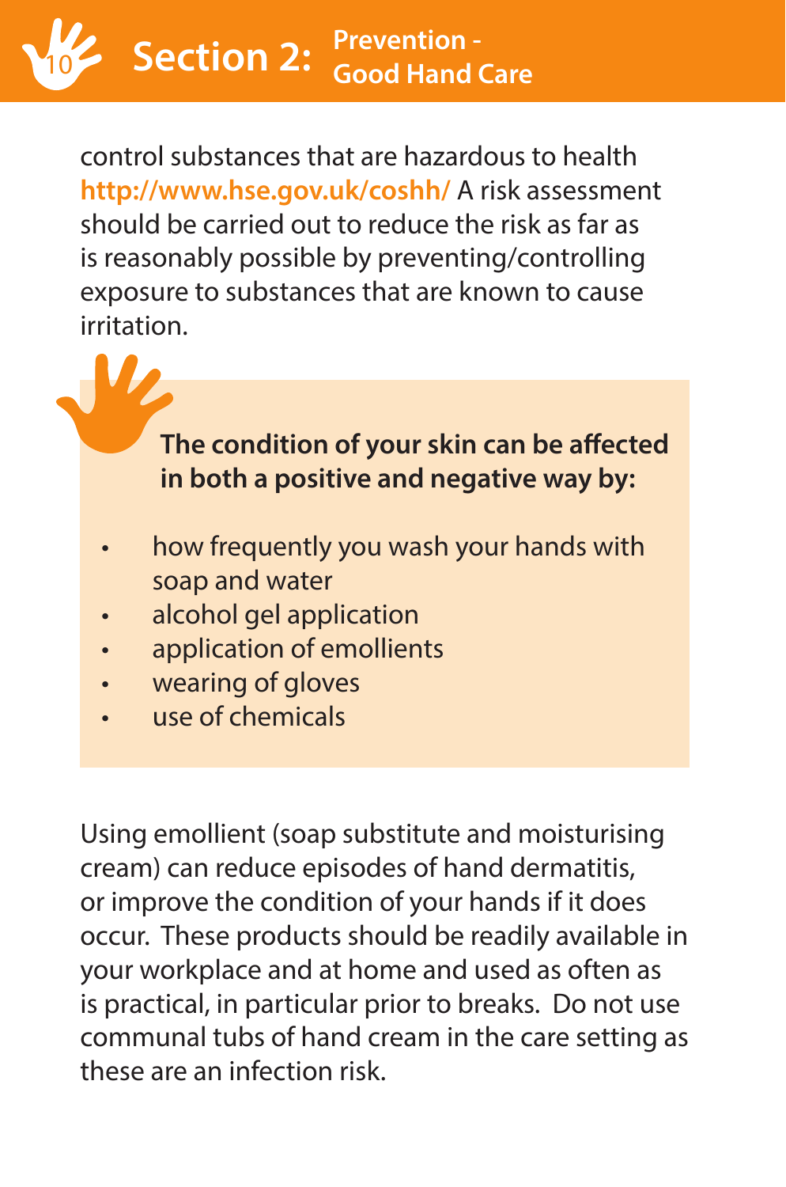control substances that are hazardous to health **http://www.hse.gov.uk/coshh/** A risk assessment should be carried out to reduce the risk as far as is reasonably possible by preventing/controlling exposure to substances that are known to cause irritation.

**The condition of your skin can be affected in both a positive and negative way by:**

- how frequently you wash your hands with soap and water
- alcohol gel application
- application of emollients
- wearing of gloves
- use of chemicals

Using emollient (soap substitute and moisturising cream) can reduce episodes of hand dermatitis, or improve the condition of your hands if it does occur. These products should be readily available in your workplace and at home and used as often as is practical, in particular prior to breaks. Do not use communal tubs of hand cream in the care setting as these are an infection risk.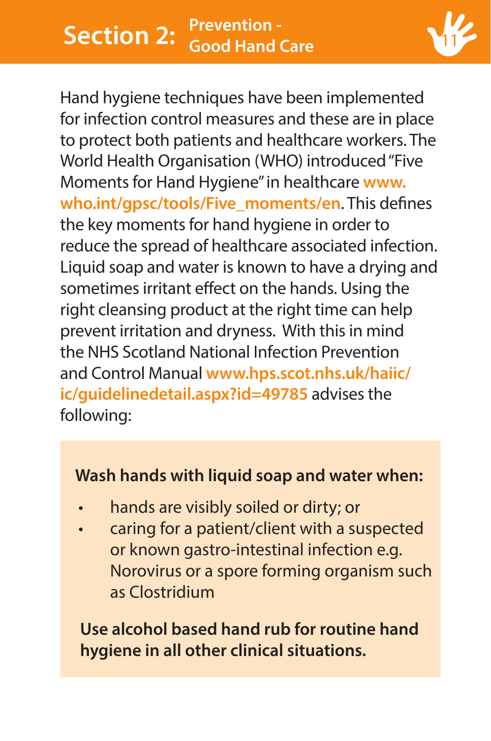# Section 2: Prevention - Good Hand Care

Hand hygiene techniques have been implemented for infection control measures and these are in place to protect both patients and healthcare workers. The World Health Organisation (WHO) introduced "Five Moments for Hand Hygiene" in healthcare **www.who.int/gpsc/tools/Five_moments/en**. This defines the key moments for hand hygiene in order to reduce the spread of healthcare associated infection. Liquid soap and water is known to have a drying and sometimes irritant effect on the hands. Using the right cleansing product at the right time can help prevent irritation and dryness. With this in mind the NHS Scotland National Infection Prevention and Control Manual **www.hps.scot.nhs.uk/haiic/ic/guidelinedetail.aspx?id=49785** advises the following:

**Wash hands with liquid soap and water when:**

- hands are visibly soiled or dirty; or
- caring for a patient/client with a suspected or known gastro-intestinal infection e.g. Norovirus or a spore forming organism such as Clostridium

**Use alcohol based hand rub for routine hand hygiene in all other clinical situations.**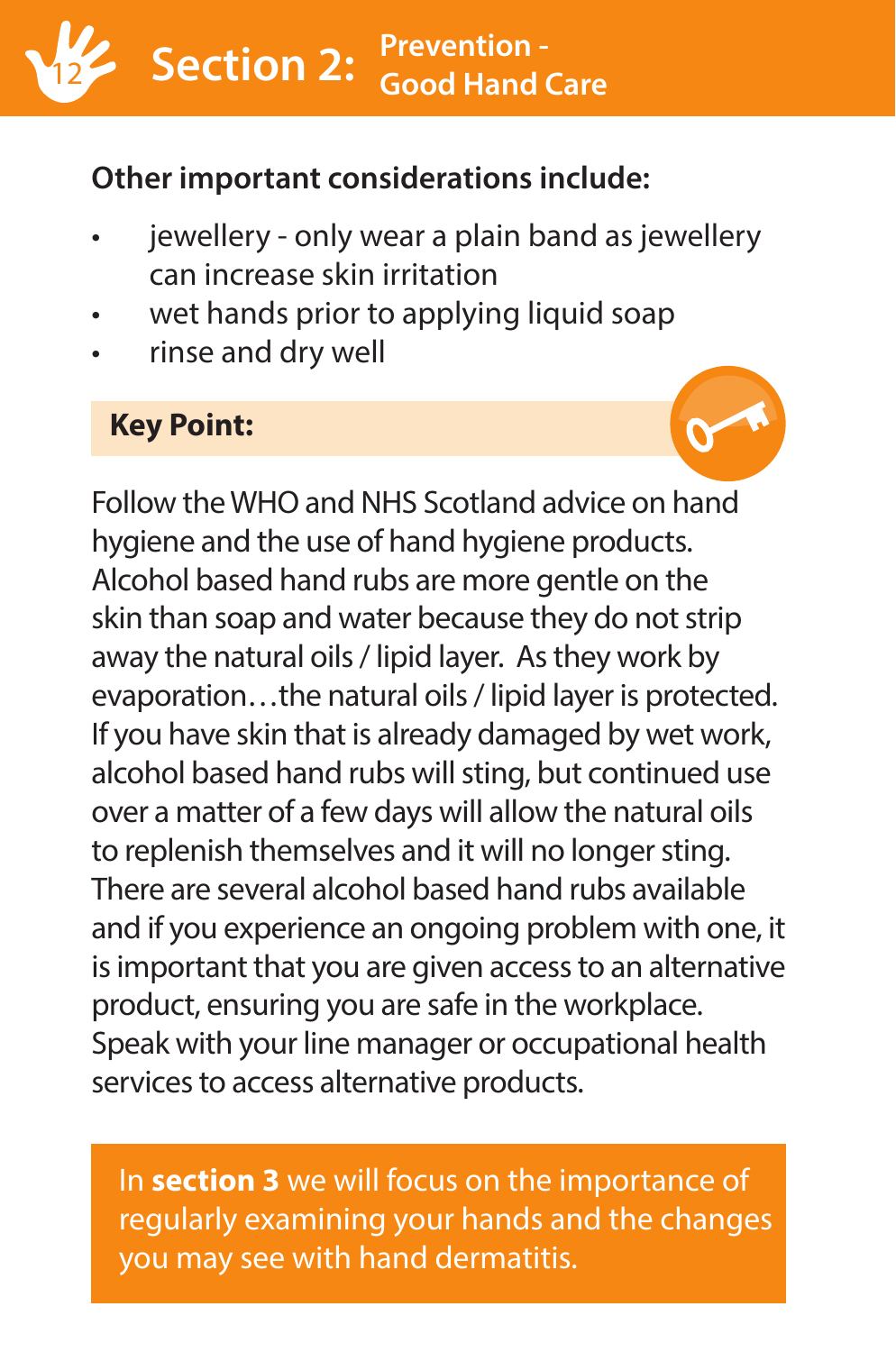## Section 2: Prevention - Good Hand Care

**Other important considerations include:**

- jewellery - only wear a plain band as jewellery can increase skin irritation
- wet hands prior to applying liquid soap
- rinse and dry well

**Key Point:**

Follow the WHO and NHS Scotland advice on hand hygiene and the use of hand hygiene products. Alcohol based hand rubs are more gentle on the skin than soap and water because they do not strip away the natural oils / lipid layer. As they work by evaporation…the natural oils / lipid layer is protected. If you have skin that is already damaged by wet work, alcohol based hand rubs will sting, but continued use over a matter of a few days will allow the natural oils to replenish themselves and it will no longer sting. There are several alcohol based hand rubs available and if you experience an ongoing problem with one, it is important that you are given access to an alternative product, ensuring you are safe in the workplace. Speak with your line manager or occupational health services to access alternative products.

In **section 3** we will focus on the importance of regularly examining your hands and the changes you may see with hand dermatitis.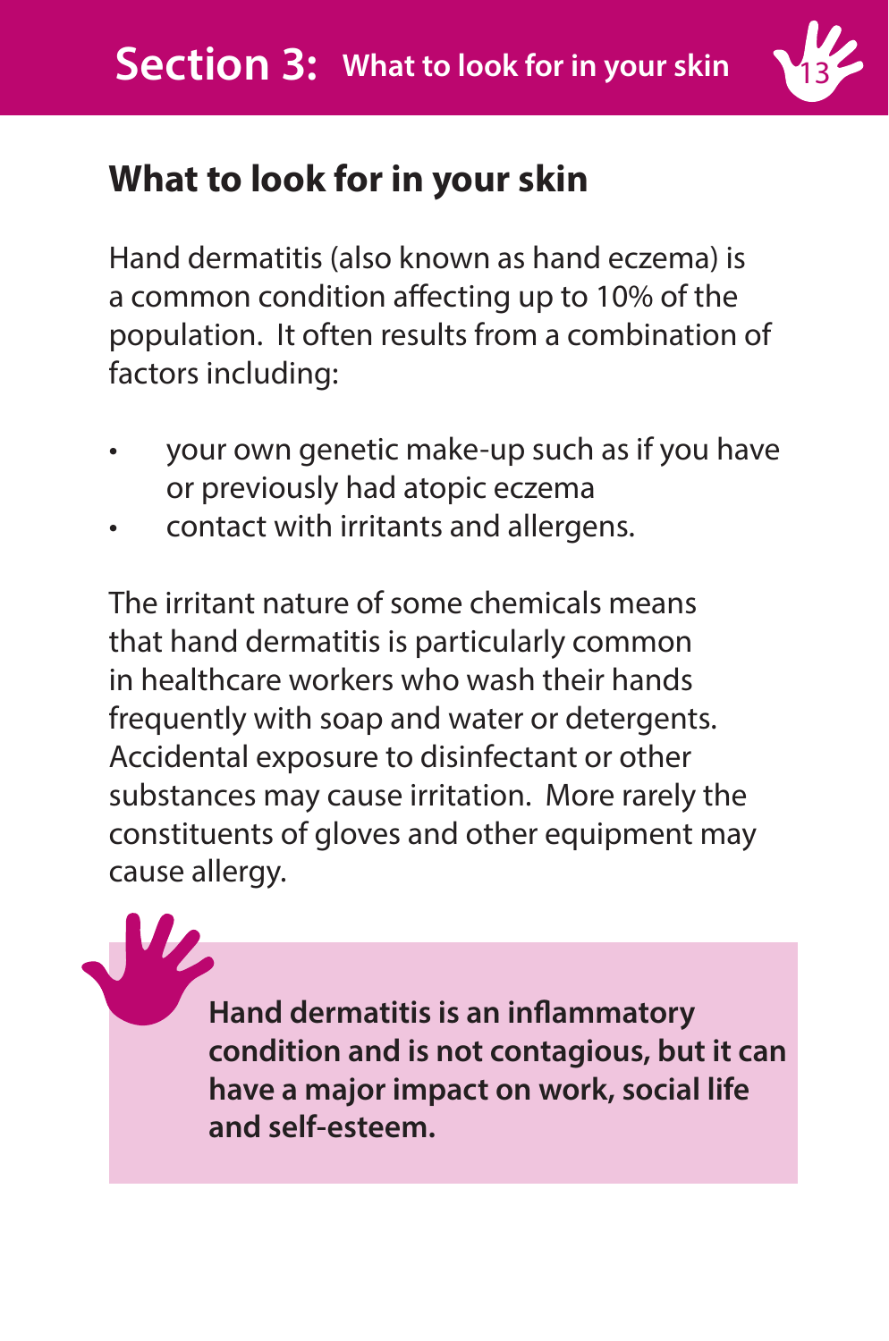## What to look for in your skin

Hand dermatitis (also known as hand eczema) is a common condition affecting up to 10% of the population. It often results from a combination of factors including:

- your own genetic make-up such as if you have or previously had atopic eczema
- contact with irritants and allergens.

The irritant nature of some chemicals means that hand dermatitis is particularly common in healthcare workers who wash their hands frequently with soap and water or detergents. Accidental exposure to disinfectant or other substances may cause irritation. More rarely the constituents of gloves and other equipment may cause allergy.

**Hand dermatitis is an inflammatory condition and is not contagious, but it can have a major impact on work, social life and self-esteem.**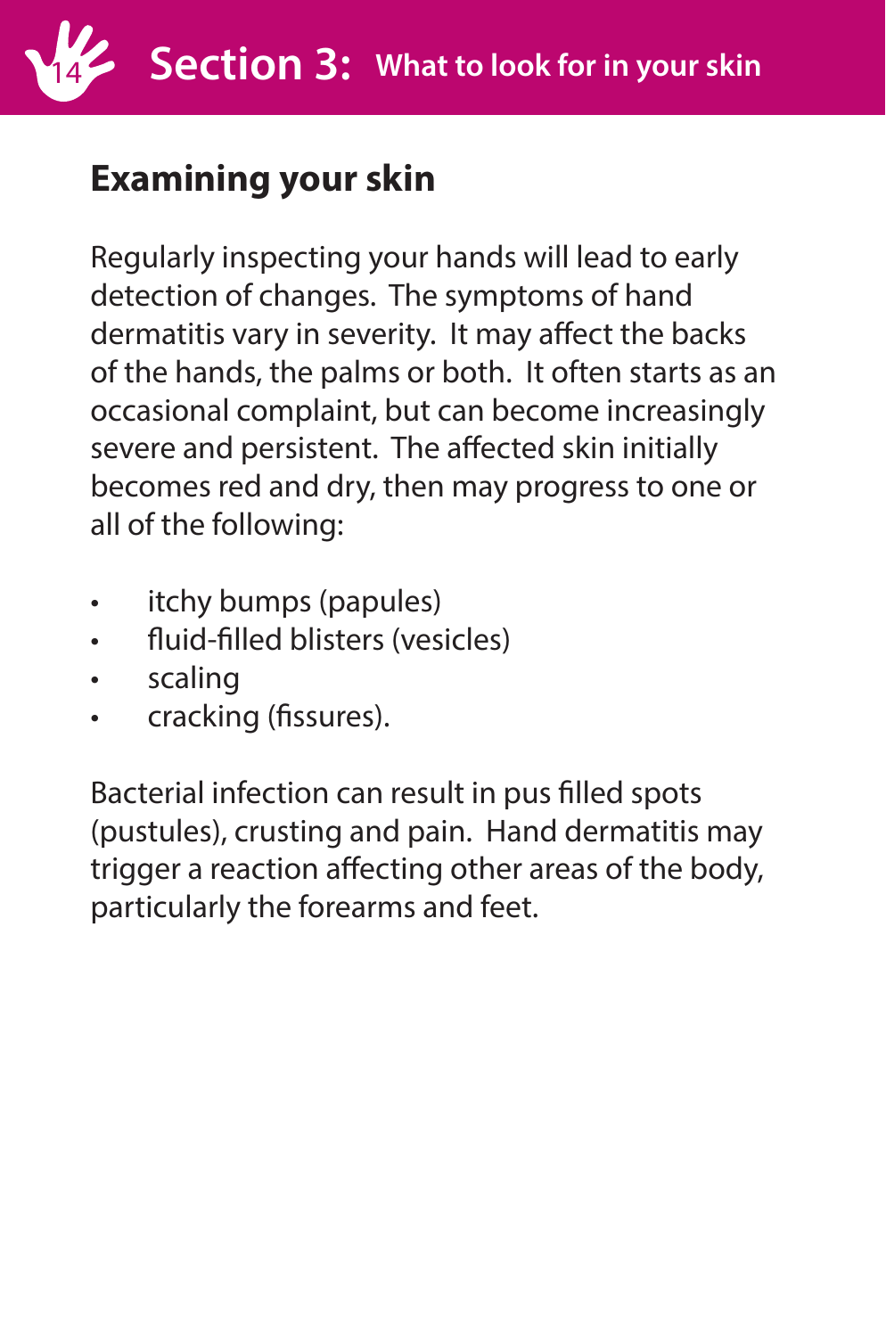## Section 3: What to look for in your skin

### Examining your skin

Regularly inspecting your hands will lead to early detection of changes. The symptoms of hand dermatitis vary in severity. It may affect the backs of the hands, the palms or both. It often starts as an occasional complaint, but can become increasingly severe and persistent. The affected skin initially becomes red and dry, then may progress to one or all of the following:

- itchy bumps (papules)
- fluid-filled blisters (vesicles)
- scaling
- cracking (fissures).

Bacterial infection can result in pus filled spots (pustules), crusting and pain. Hand dermatitis may trigger a reaction affecting other areas of the body, particularly the forearms and feet.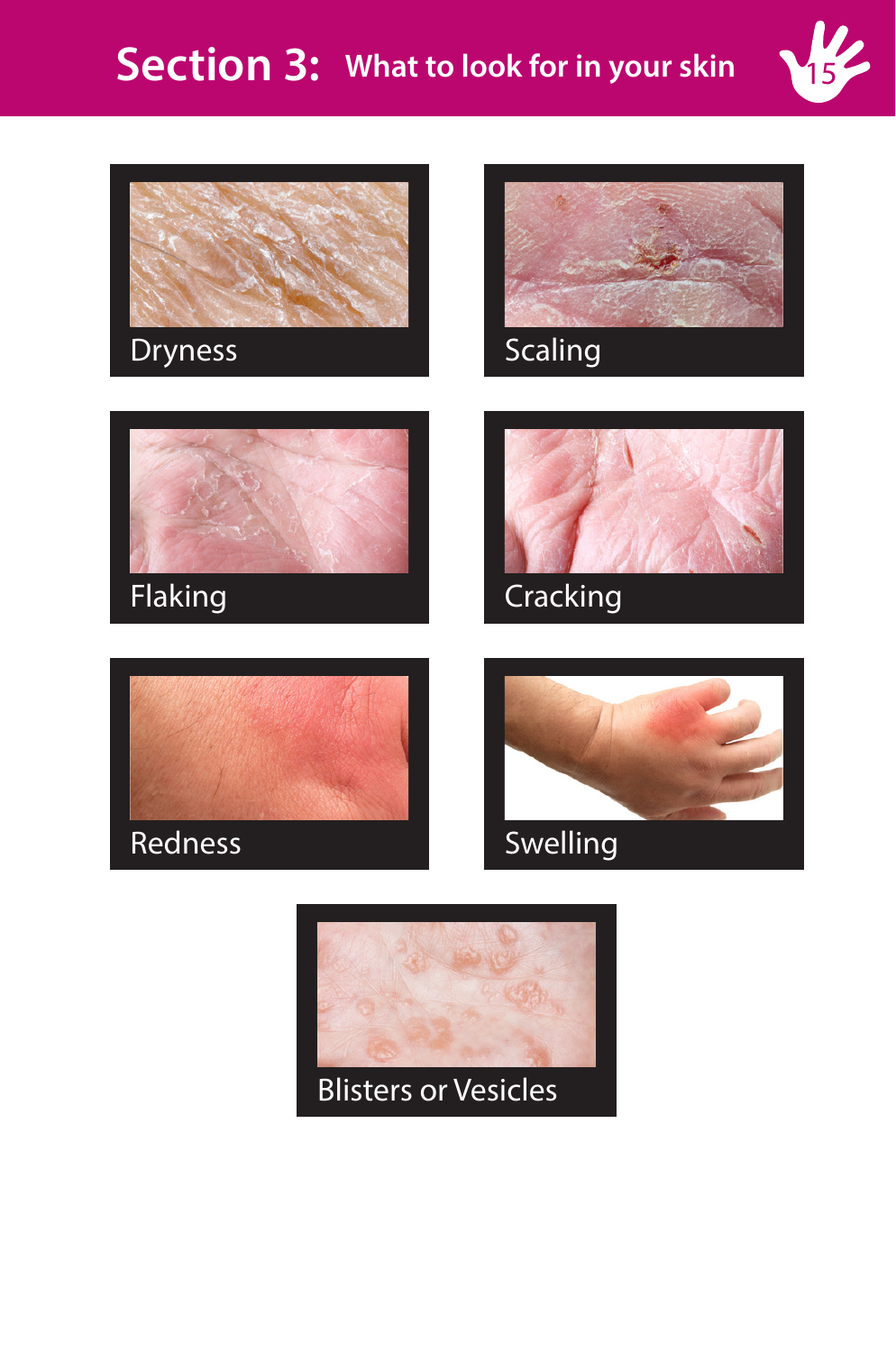# Section 3: What to look for in your skin

Dryness

Scaling

Flaking

Cracking

Redness

Swelling

Blisters or Vesicles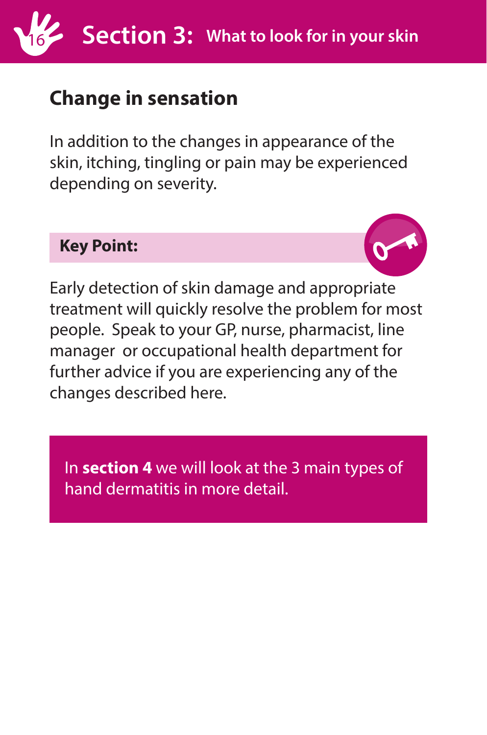## Change in sensation

In addition to the changes in appearance of the skin, itching, tingling or pain may be experienced depending on severity.

**Key Point:**

Early detection of skin damage and appropriate treatment will quickly resolve the problem for most people. Speak to your GP, nurse, pharmacist, line manager or occupational health department for further advice if you are experiencing any of the changes described here.

In **section 4** we will look at the 3 main types of hand dermatitis in more detail.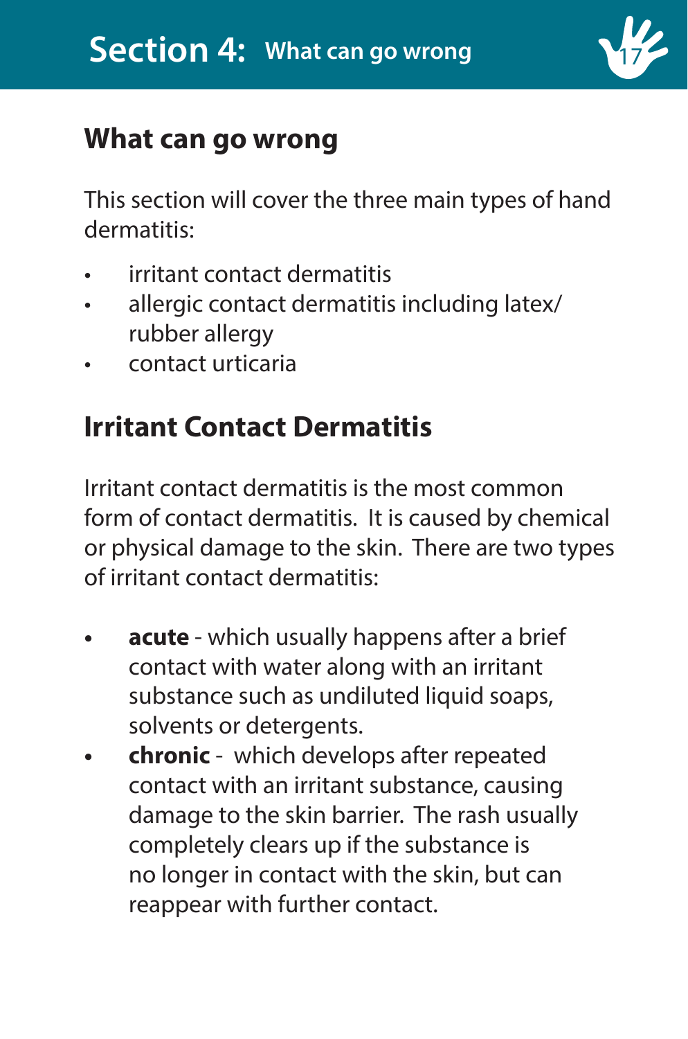## What can go wrong

This section will cover the three main types of hand dermatitis:

- irritant contact dermatitis
- allergic contact dermatitis including latex/rubber allergy
- contact urticaria

## Irritant Contact Dermatitis

Irritant contact dermatitis is the most common form of contact dermatitis. It is caused by chemical or physical damage to the skin. There are two types of irritant contact dermatitis:

- **acute** - which usually happens after a brief contact with water along with an irritant substance such as undiluted liquid soaps, solvents or detergents.
- **chronic** - which develops after repeated contact with an irritant substance, causing damage to the skin barrier. The rash usually completely clears up if the substance is no longer in contact with the skin, but can reappear with further contact.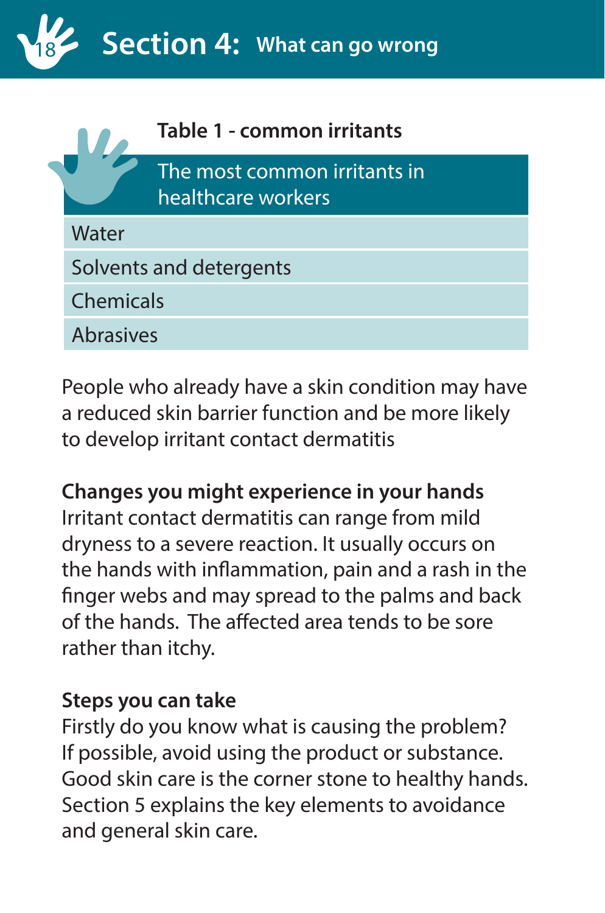# Section 4: What can go wrong

**Table 1 - common irritants**

| The most common irritants in healthcare workers |
| --- |
| Water |
| Solvents and detergents |
| Chemicals |
| Abrasives |

People who already have a skin condition may have a reduced skin barrier function and be more likely to develop irritant contact dermatitis

**Changes you might experience in your hands**
Irritant contact dermatitis can range from mild dryness to a severe reaction. It usually occurs on the hands with inflammation, pain and a rash in the finger webs and may spread to the palms and back of the hands. The affected area tends to be sore rather than itchy.

**Steps you can take**
Firstly do you know what is causing the problem? If possible, avoid using the product or substance. Good skin care is the corner stone to healthy hands. Section 5 explains the key elements to avoidance and general skin care.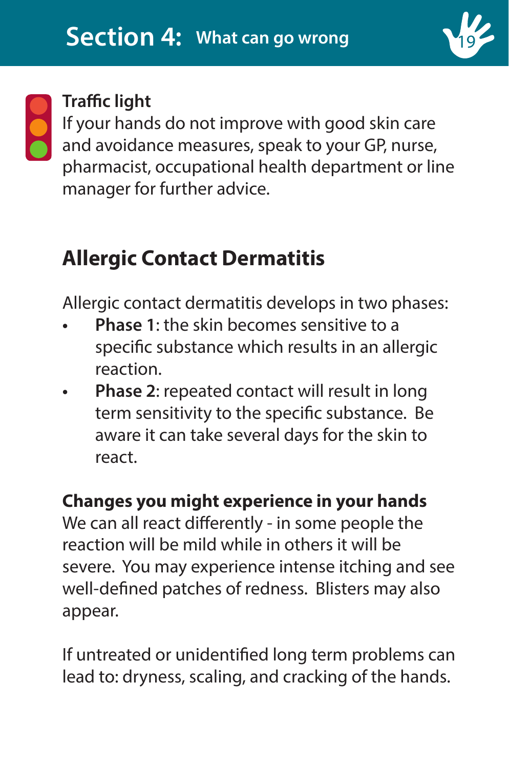## Section 4: What can go wrong

**Traffic light**
If your hands do not improve with good skin care and avoidance measures, speak to your GP, nurse, pharmacist, occupational health department or line manager for further advice.

## Allergic Contact Dermatitis

Allergic contact dermatitis develops in two phases:

- **Phase 1**: the skin becomes sensitive to a specific substance which results in an allergic reaction.
- **Phase 2**: repeated contact will result in long term sensitivity to the specific substance. Be aware it can take several days for the skin to react.

**Changes you might experience in your hands**
We can all react differently - in some people the reaction will be mild while in others it will be severe. You may experience intense itching and see well-defined patches of redness. Blisters may also appear.

If untreated or unidentified long term problems can lead to: dryness, scaling, and cracking of the hands.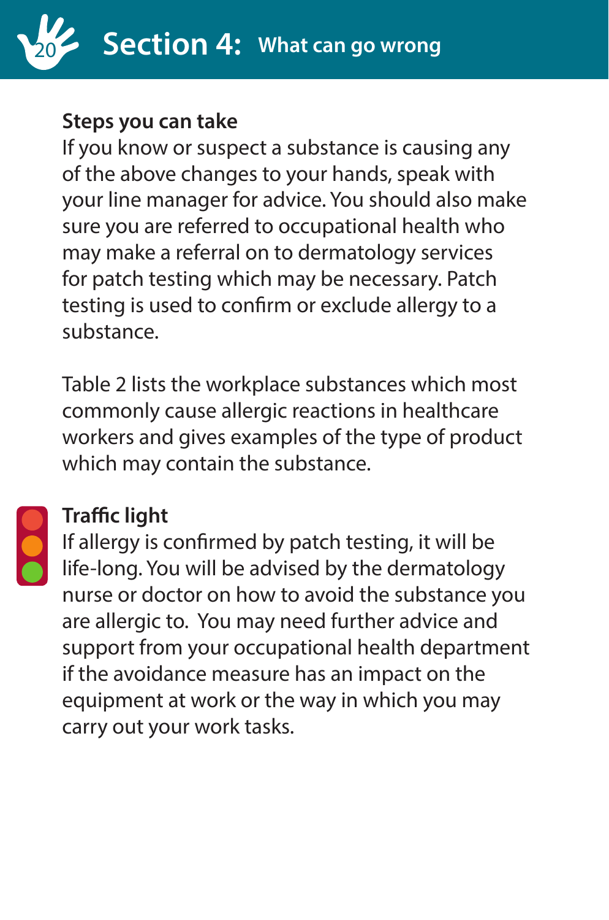## Section 4: What can go wrong

**Steps you can take**

If you know or suspect a substance is causing any of the above changes to your hands, speak with your line manager for advice. You should also make sure you are referred to occupational health who may make a referral on to dermatology services for patch testing which may be necessary. Patch testing is used to confirm or exclude allergy to a substance.

Table 2 lists the workplace substances which most commonly cause allergic reactions in healthcare workers and gives examples of the type of product which may contain the substance.

**Traffic light**

If allergy is confirmed by patch testing, it will be life-long. You will be advised by the dermatology nurse or doctor on how to avoid the substance you are allergic to. You may need further advice and support from your occupational health department if the avoidance measure has an impact on the equipment at work or the way in which you may carry out your work tasks.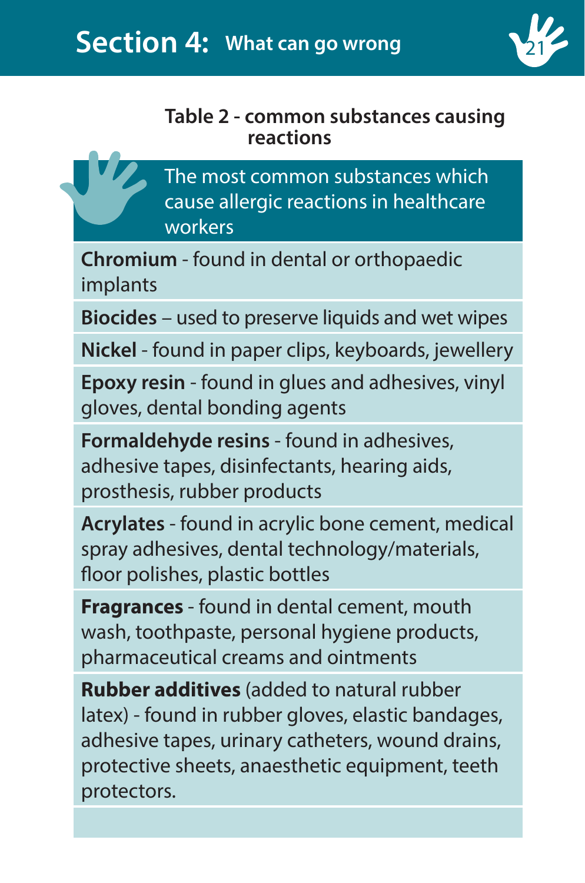## Table 2 - common substances causing reactions

| The most common substances which cause allergic reactions in healthcare workers |
|---|
| **Chromium** - found in dental or orthopaedic implants |
| **Biocides** – used to preserve liquids and wet wipes |
| **Nickel** - found in paper clips, keyboards, jewellery |
| **Epoxy resin** - found in glues and adhesives, vinyl gloves, dental bonding agents |
| **Formaldehyde resins** - found in adhesives, adhesive tapes, disinfectants, hearing aids, prosthesis, rubber products |
| **Acrylates** - found in acrylic bone cement, medical spray adhesives, dental technology/materials, floor polishes, plastic bottles |
| **Fragrances** - found in dental cement, mouth wash, toothpaste, personal hygiene products, pharmaceutical creams and ointments |
| **Rubber additives** (added to natural rubber latex) - found in rubber gloves, elastic bandages, adhesive tapes, urinary catheters, wound drains, protective sheets, anaesthetic equipment, teeth protectors. |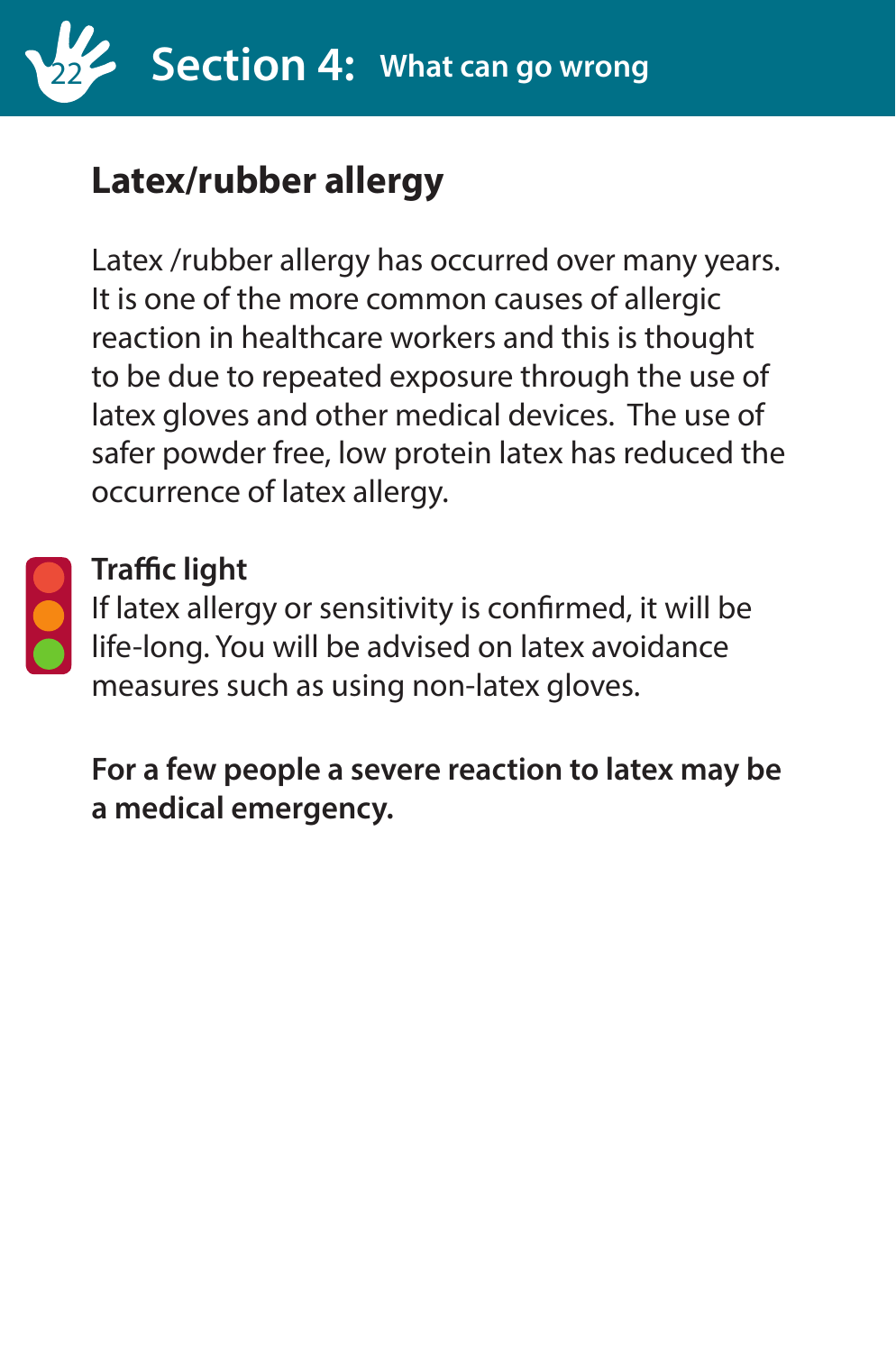# Section 4: What can go wrong

## Latex/rubber allergy

Latex /rubber allergy has occurred over many years. It is one of the more common causes of allergic reaction in healthcare workers and this is thought to be due to repeated exposure through the use of latex gloves and other medical devices. The use of safer powder free, low protein latex has reduced the occurrence of latex allergy.

**Traffic light**
If latex allergy or sensitivity is confirmed, it will be life-long. You will be advised on latex avoidance measures such as using non-latex gloves.

**For a few people a severe reaction to latex may be a medical emergency.**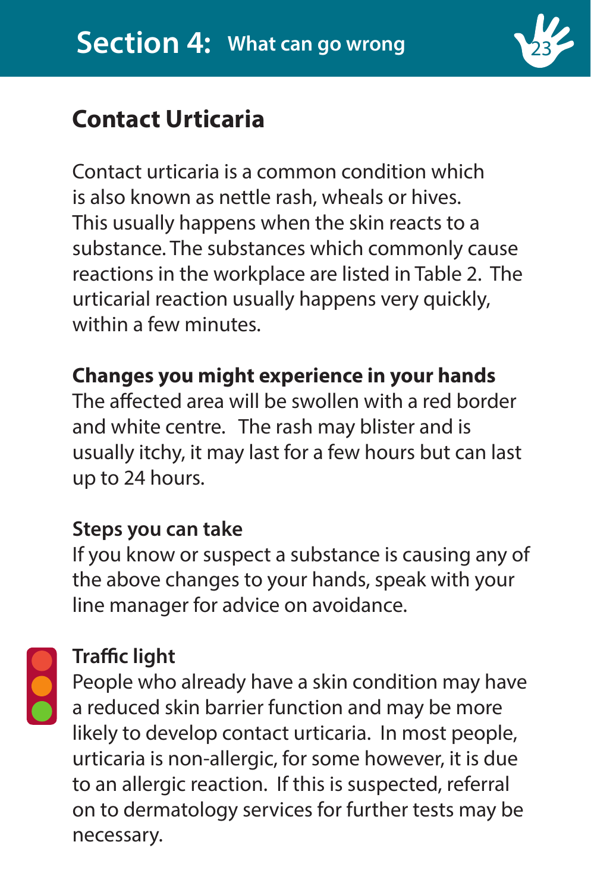# Section 4: What can go wrong

## Contact Urticaria

Contact urticaria is a common condition which is also known as nettle rash, wheals or hives. This usually happens when the skin reacts to a substance. The substances which commonly cause reactions in the workplace are listed in Table 2. The urticarial reaction usually happens very quickly, within a few minutes.

**Changes you might experience in your hands**

The affected area will be swollen with a red border and white centre. The rash may blister and is usually itchy, it may last for a few hours but can last up to 24 hours.

**Steps you can take**

If you know or suspect a substance is causing any of the above changes to your hands, speak with your line manager for advice on avoidance.

**Traffic light**

People who already have a skin condition may have a reduced skin barrier function and may be more likely to develop contact urticaria. In most people, urticaria is non-allergic, for some however, it is due to an allergic reaction. If this is suspected, referral on to dermatology services for further tests may be necessary.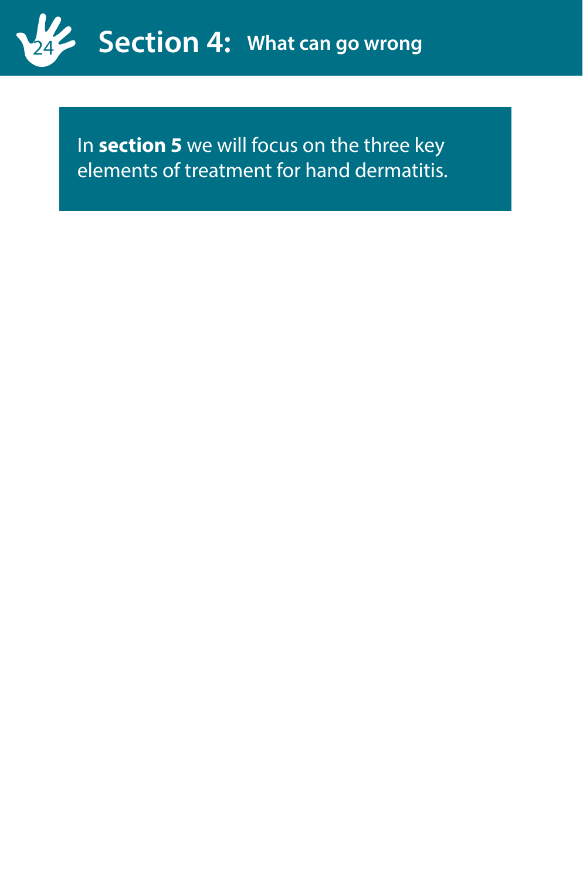In **section 5** we will focus on the three key elements of treatment for hand dermatitis.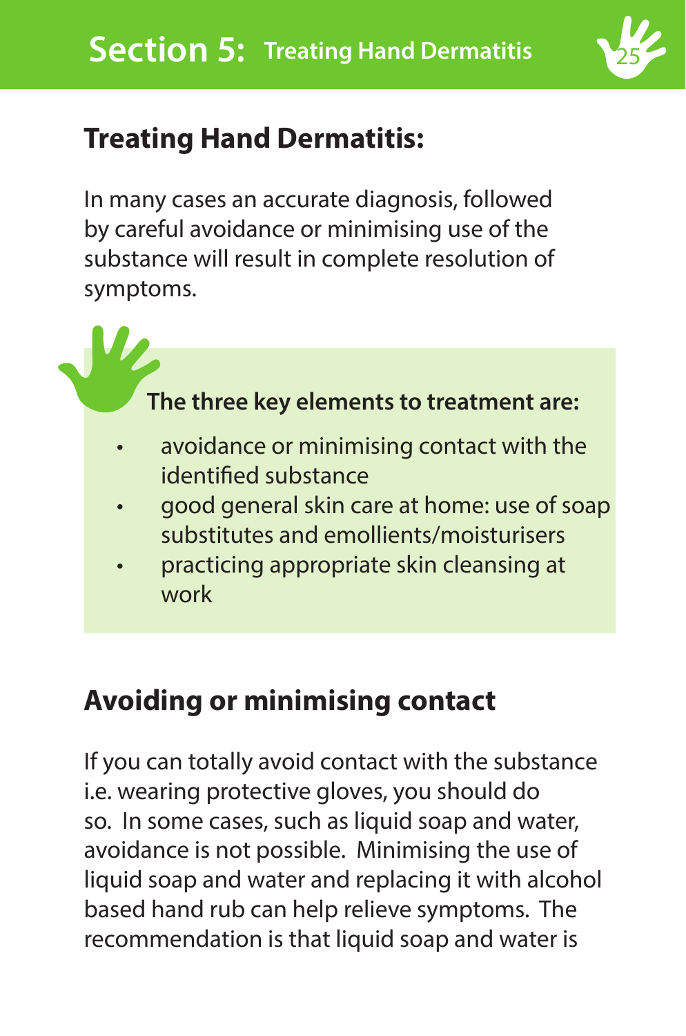## Treating Hand Dermatitis:

In many cases an accurate diagnosis, followed by careful avoidance or minimising use of the substance will result in complete resolution of symptoms.

**The three key elements to treatment are:**

- avoidance or minimising contact with the identified substance
- good general skin care at home: use of soap substitutes and emollients/moisturisers
- practicing appropriate skin cleansing at work

## Avoiding or minimising contact

If you can totally avoid contact with the substance i.e. wearing protective gloves, you should do so. In some cases, such as liquid soap and water, avoidance is not possible. Minimising the use of liquid soap and water and replacing it with alcohol based hand rub can help relieve symptoms. The recommendation is that liquid soap and water is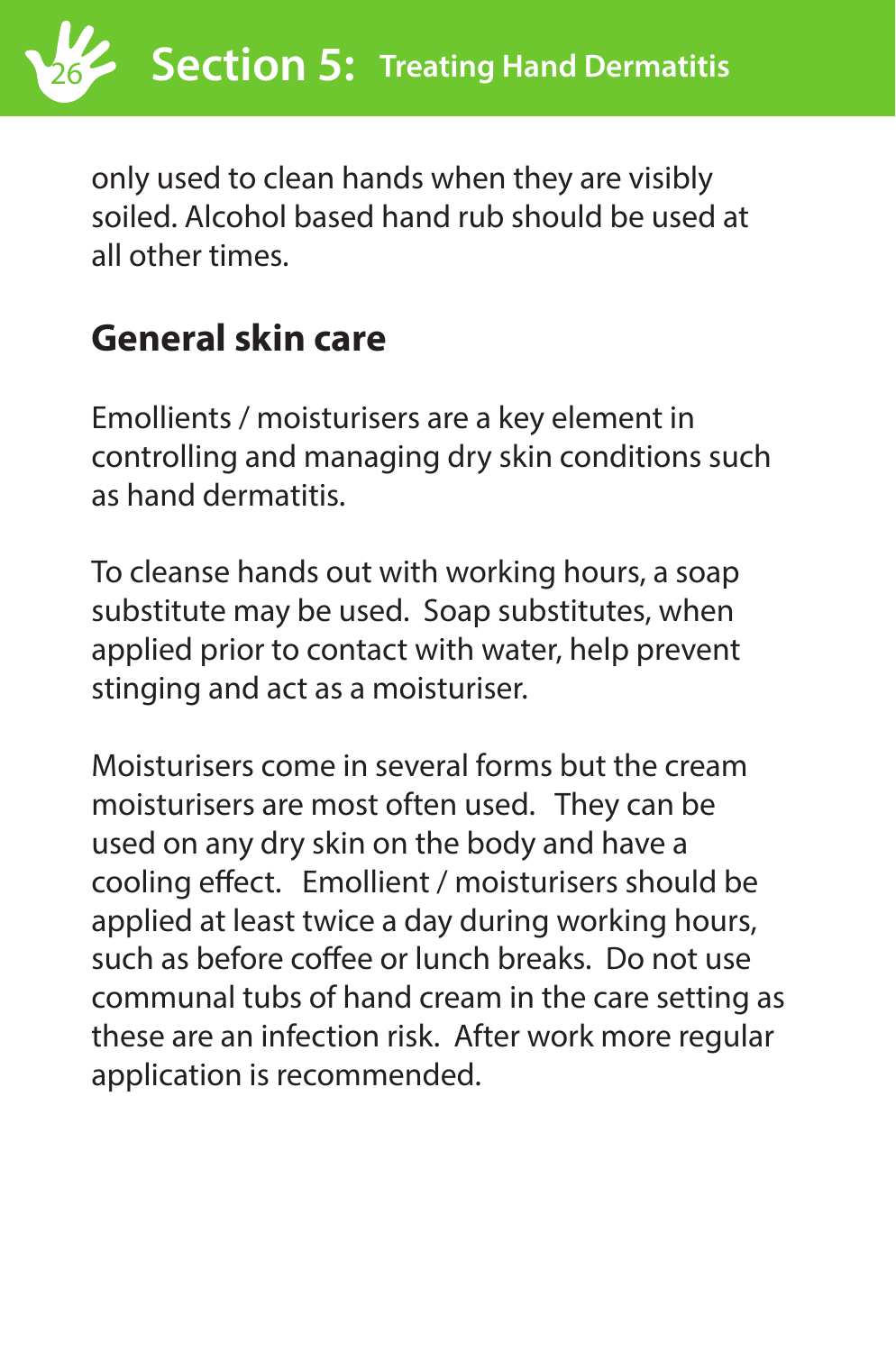only used to clean hands when they are visibly soiled. Alcohol based hand rub should be used at all other times.

## General skin care

Emollients / moisturisers are a key element in controlling and managing dry skin conditions such as hand dermatitis.

To cleanse hands out with working hours, a soap substitute may be used. Soap substitutes, when applied prior to contact with water, help prevent stinging and act as a moisturiser.

Moisturisers come in several forms but the cream moisturisers are most often used. They can be used on any dry skin on the body and have a cooling effect. Emollient / moisturisers should be applied at least twice a day during working hours, such as before coffee or lunch breaks. Do not use communal tubs of hand cream in the care setting as these are an infection risk. After work more regular application is recommended.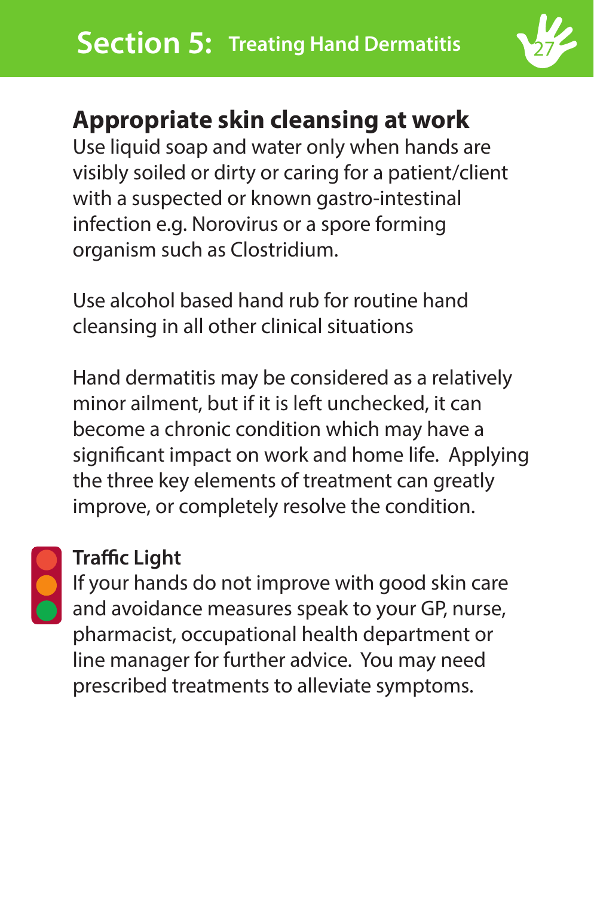# Section 5: Treating Hand Dermatitis

## Appropriate skin cleansing at work

Use liquid soap and water only when hands are visibly soiled or dirty or caring for a patient/client with a suspected or known gastro-intestinal infection e.g. Norovirus or a spore forming organism such as Clostridium.

Use alcohol based hand rub for routine hand cleansing in all other clinical situations

Hand dermatitis may be considered as a relatively minor ailment, but if it is left unchecked, it can become a chronic condition which may have a significant impact on work and home life. Applying the three key elements of treatment can greatly improve, or completely resolve the condition.

### Traffic Light

If your hands do not improve with good skin care and avoidance measures speak to your GP, nurse, pharmacist, occupational health department or line manager for further advice. You may need prescribed treatments to alleviate symptoms.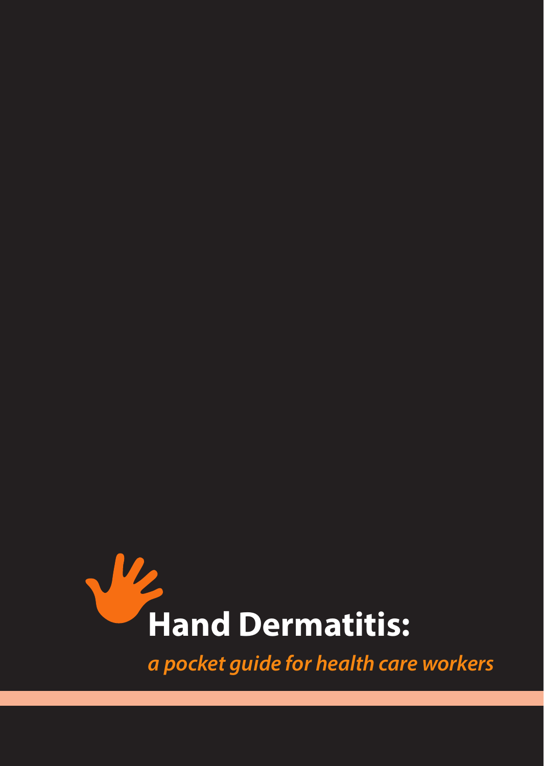# Hand Dermatitis:

*a pocket guide for health care workers*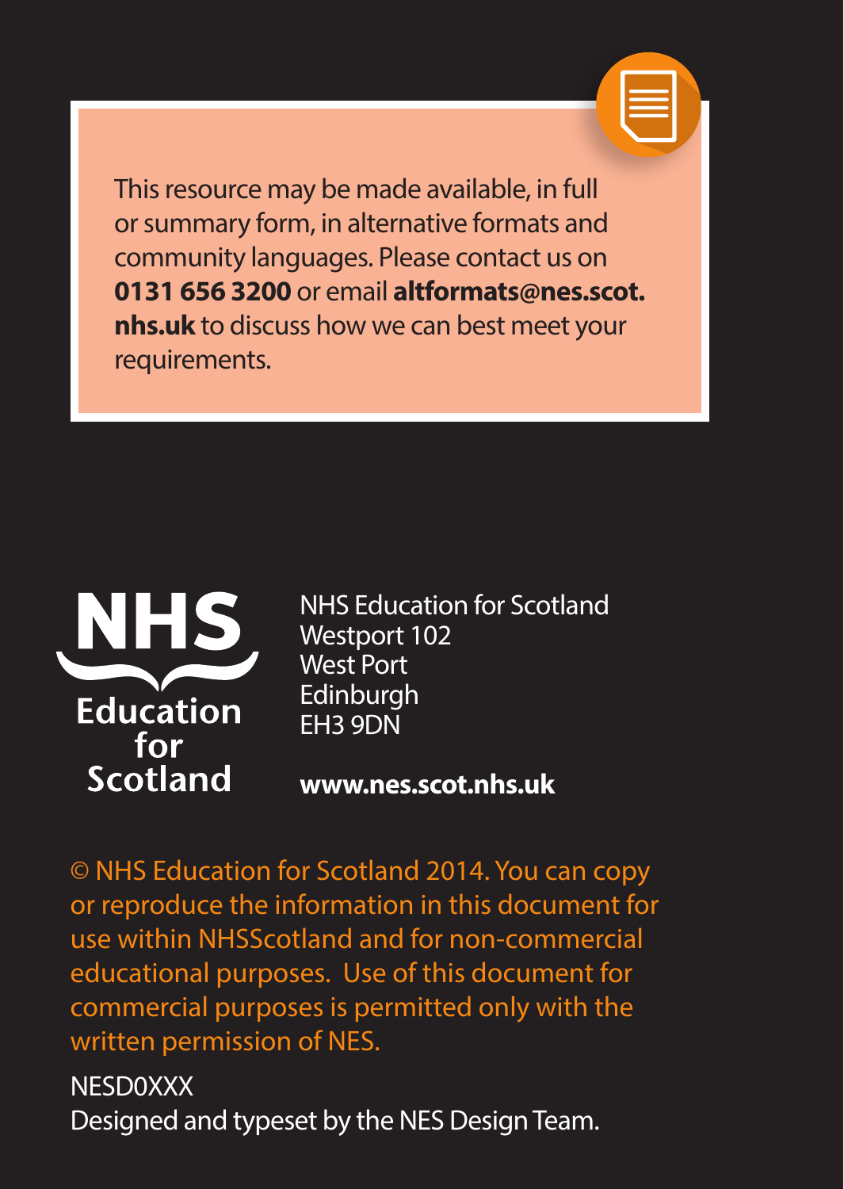This resource may be made available, in full or summary form, in alternative formats and community languages. Please contact us on **0131 656 3200** or email **altformats@nes.scot.nhs.uk** to discuss how we can best meet your requirements.

NHS Education for Scotland

NHS Education for Scotland
Westport 102
West Port
Edinburgh
EH3 9DN

**www.nes.scot.nhs.uk**

© NHS Education for Scotland 2014. You can copy or reproduce the information in this document for use within NHSScotland and for non-commercial educational purposes. Use of this document for commercial purposes is permitted only with the written permission of NES.

NESD0XXX
Designed and typeset by the NES Design Team.